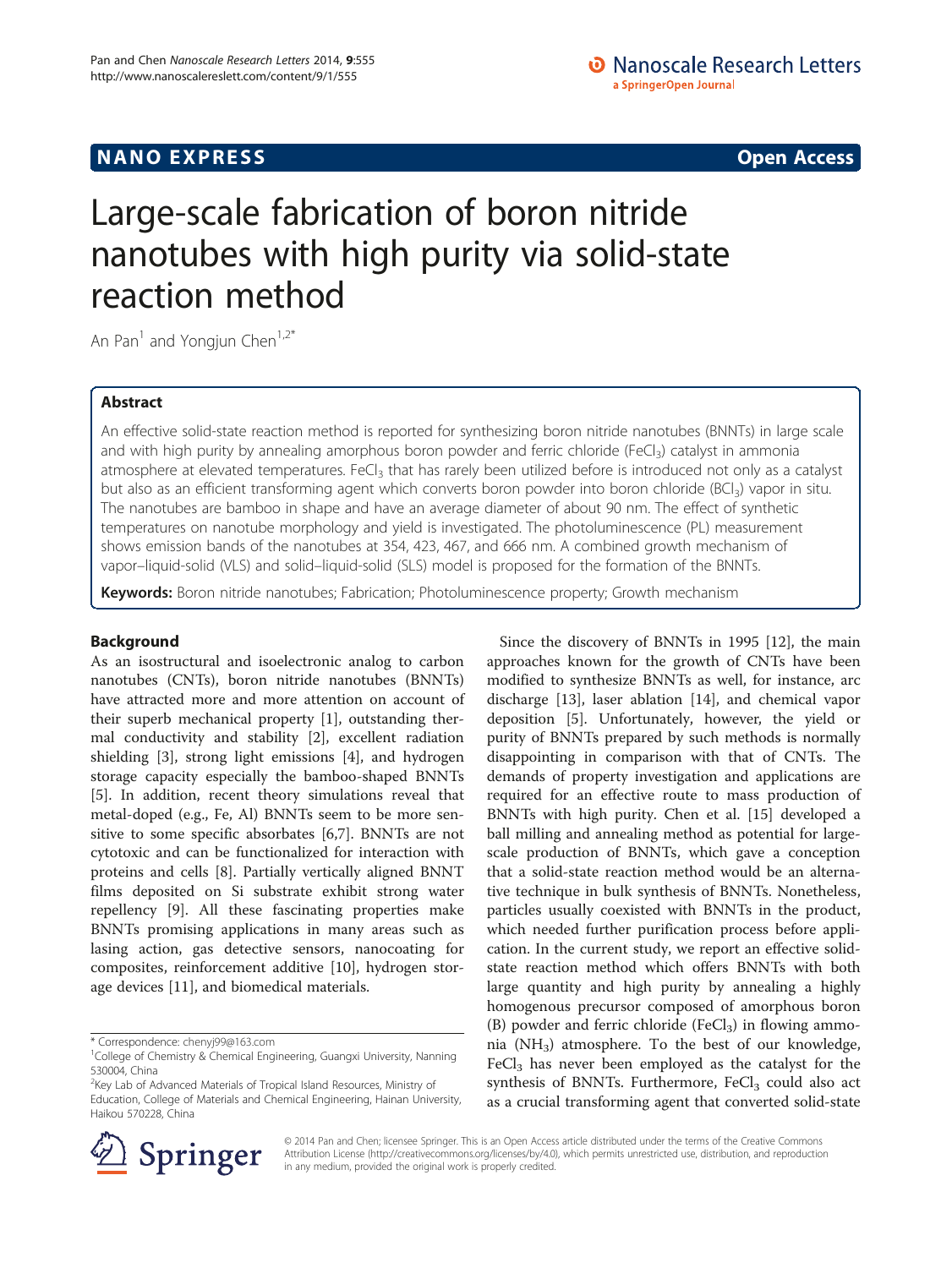NANO EXPRESS **Open Access**

# Large-scale fabrication of boron nitride nanotubes with high purity via solid-state reaction method

An Pan[1] and Yongjun Chen[1,2*]

## Abstract

An effective solid-state reaction method is reported for synthesizing boron nitride nanotubes (BNNTs) in large scale and with high purity by annealing amorphous boron powder and ferric chloride ($FeCl_3$) catalyst in ammonia atmosphere at elevated temperatures. $FeCl_3$ that has rarely been utilized before is introduced not only as a catalyst but also as an efficient transforming agent which converts boron powder into boron chloride ($BCl_3$) vapor in situ. The nanotubes are bamboo in shape and have an average diameter of about 90 nm. The effect of synthetic temperatures on nanotube morphology and yield is investigated. The photoluminescence (PL) measurement shows emission bands of the nanotubes at 354, 423, 467, and 666 nm. A combined growth mechanism of vapor–liquid-solid (VLS) and solid–liquid-solid (SLS) model is proposed for the formation of the BNNTs.

**Keywords:** Boron nitride nanotubes; Fabrication; Photoluminescence property; Growth mechanism

## Background

As an isostructural and isoelectronic analog to carbon nanotubes (CNTs), boron nitride nanotubes (BNNTs) have attracted more and more attention on account of their superb mechanical property [1], outstanding thermal conductivity and stability [2], excellent radiation shielding [3], strong light emissions [4], and hydrogen storage capacity especially the bamboo-shaped BNNTs [5]. In addition, recent theory simulations reveal that metal-doped (e.g., Fe, Al) BNNTs seem to be more sensitive to some specific absorbates [6,7]. BNNTs are not cytotoxic and can be functionalized for interaction with proteins and cells [8]. Partially vertically aligned BNNT films deposited on Si substrate exhibit strong water repellency [9]. All these fascinating properties make BNNTs promising applications in many areas such as lasing action, gas detective sensors, nanocoating for composites, reinforcement additive [10], hydrogen storage devices [11], and biomedical materials.

Since the discovery of BNNTs in 1995 [12], the main approaches known for the growth of CNTs have been modified to synthesize BNNTs as well, for instance, arc discharge [13], laser ablation [14], and chemical vapor deposition [5]. Unfortunately, however, the yield or purity of BNNTs prepared by such methods is normally disappointing in comparison with that of CNTs. The demands of property investigation and applications are required for an effective route to mass production of BNNTs with high purity. Chen et al. [15] developed a ball milling and annealing method as potential for large-scale production of BNNTs, which gave a conception that a solid-state reaction method would be an alternative technique in bulk synthesis of BNNTs. Nonetheless, particles usually coexisted with BNNTs in the product, which needed further purification process before application. In the current study, we report an effective solid-state reaction method which offers BNNTs with both large quantity and high purity by annealing a highly homogenous precursor composed of amorphous boron (B) powder and ferric chloride ($FeCl_3$) in flowing ammonia ($NH_3$) atmosphere. To the best of our knowledge, $FeCl_3$ has never been employed as the catalyst for the synthesis of BNNTs. Furthermore, $FeCl_3$ could also act as a crucial transforming agent that converted solid-state

\* Correspondence: chenyj99@163.com
[1]College of Chemistry & Chemical Engineering, Guangxi University, Nanning 530004, China
[2]Key Lab of Advanced Materials of Tropical Island Resources, Ministry of Education, College of Materials and Chemical Engineering, Hainan University, Haikou 570228, China

© 2014 Pan and Chen; licensee Springer. This is an Open Access article distributed under the terms of the Creative Commons Attribution License (http://creativecommons.org/licenses/by/4.0), which permits unrestricted use, distribution, and reproduction in any medium, provided the original work is properly credited.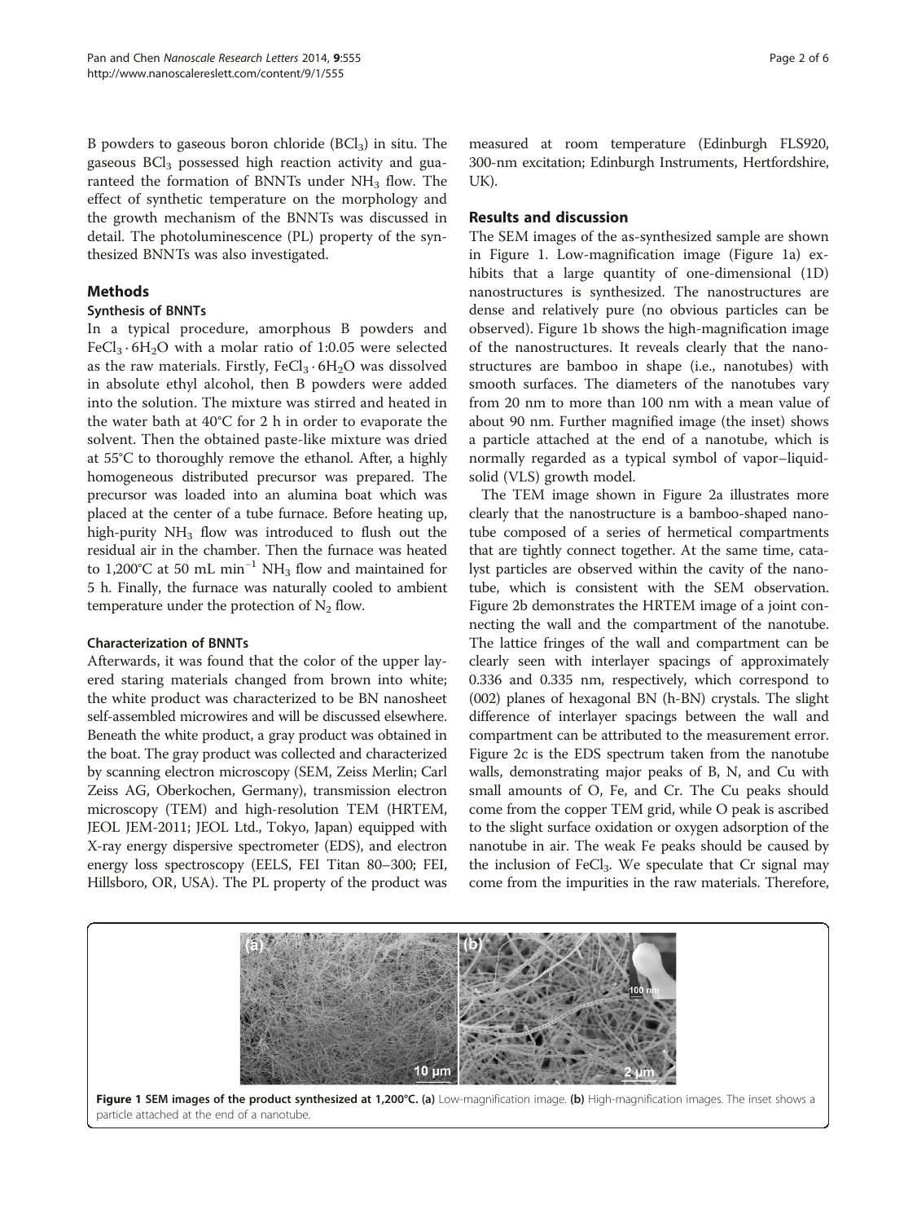B powders to gaseous boron chloride ($BCl_3$) in situ. The gaseous $BCl_3$ possessed high reaction activity and guaranteed the formation of BNNTs under $NH_3$ flow. The effect of synthetic temperature on the morphology and the growth mechanism of the BNNTs was discussed in detail. The photoluminescence (PL) property of the synthesized BNNTs was also investigated.

## Methods

### Synthesis of BNNTs

In a typical procedure, amorphous B powders and $FeCl_3 \cdot 6H_2O$ with a molar ratio of 1:0.05 were selected as the raw materials. Firstly, $FeCl_3 \cdot 6H_2O$ was dissolved in absolute ethyl alcohol, then B powders were added into the solution. The mixture was stirred and heated in the water bath at 40°C for 2 h in order to evaporate the solvent. Then the obtained paste-like mixture was dried at 55°C to thoroughly remove the ethanol. After, a highly homogeneous distributed precursor was prepared. The precursor was loaded into an alumina boat which was placed at the center of a tube furnace. Before heating up, high-purity $NH_3$ flow was introduced to flush out the residual air in the chamber. Then the furnace was heated to 1,200°C at 50 mL min$^{-1}$ $NH_3$ flow and maintained for 5 h. Finally, the furnace was naturally cooled to ambient temperature under the protection of $N_2$ flow.

### Characterization of BNNTs

Afterwards, it was found that the color of the upper layered staring materials changed from brown into white; the white product was characterized to be BN nanosheet self-assembled microwires and will be discussed elsewhere. Beneath the white product, a gray product was obtained in the boat. The gray product was collected and characterized by scanning electron microscopy (SEM, Zeiss Merlin; Carl Zeiss AG, Oberkochen, Germany), transmission electron microscopy (TEM) and high-resolution TEM (HRTEM, JEOL JEM-2011; JEOL Ltd., Tokyo, Japan) equipped with X-ray energy dispersive spectrometer (EDS), and electron energy loss spectroscopy (EELS, FEI Titan 80–300; FEI, Hillsboro, OR, USA). The PL property of the product was measured at room temperature (Edinburgh FLS920, 300-nm excitation; Edinburgh Instruments, Hertfordshire, UK).

## Results and discussion

The SEM images of the as-synthesized sample are shown in Figure 1. Low-magnification image (Figure 1a) exhibits that a large quantity of one-dimensional (1D) nanostructures is synthesized. The nanostructures are dense and relatively pure (no obvious particles can be observed). Figure 1b shows the high-magnification image of the nanostructures. It reveals clearly that the nanostructures are bamboo in shape (i.e., nanotubes) with smooth surfaces. The diameters of the nanotubes vary from 20 nm to more than 100 nm with a mean value of about 90 nm. Further magnified image (the inset) shows a particle attached at the end of a nanotube, which is normally regarded as a typical symbol of vapor–liquid-solid (VLS) growth model.

The TEM image shown in Figure 2a illustrates more clearly that the nanostructure is a bamboo-shaped nanotube composed of a series of hermetical compartments that are tightly connect together. At the same time, catalyst particles are observed within the cavity of the nanotube, which is consistent with the SEM observation. Figure 2b demonstrates the HRTEM image of a joint connecting the wall and the compartment of the nanotube. The lattice fringes of the wall and compartment can be clearly seen with interlayer spacings of approximately 0.336 and 0.335 nm, respectively, which correspond to (002) planes of hexagonal BN (h-BN) crystals. The slight difference of interlayer spacings between the wall and compartment can be attributed to the measurement error. Figure 2c is the EDS spectrum taken from the nanotube walls, demonstrating major peaks of B, N, and Cu with small amounts of O, Fe, and Cr. The Cu peaks should come from the copper TEM grid, while O peak is ascribed to the slight surface oxidation or oxygen adsorption of the nanotube in air. The weak Fe peaks should be caused by the inclusion of $FeCl_3$. We speculate that Cr signal may come from the impurities in the raw materials. Therefore,

**Figure 1 SEM images of the product synthesized at 1,200°C. (a)** Low-magnification image. **(b)** High-magnification images. The inset shows a particle attached at the end of a nanotube.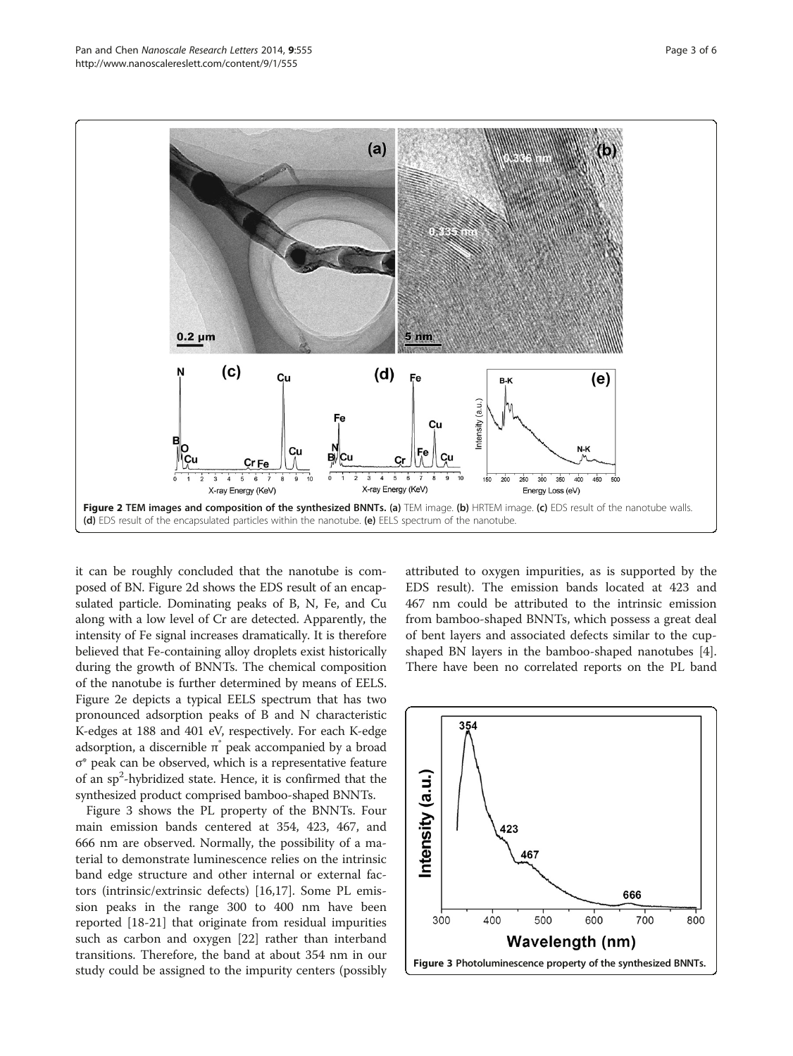Figure 2 TEM images and composition of the synthesized BNNTs. (a) TEM image. (b) HRTEM image. (c) EDS result of the nanotube walls. (d) EDS result of the encapsulated particles within the nanotube. (e) EELS spectrum of the nanotube.

it can be roughly concluded that the nanotube is composed of BN. Figure 2d shows the EDS result of an encapsulated particle. Dominating peaks of B, N, Fe, and Cu along with a low level of Cr are detected. Apparently, the intensity of Fe signal increases dramatically. It is therefore believed that Fe-containing alloy droplets exist historically during the growth of BNNTs. The chemical composition of the nanotube is further determined by means of EELS. Figure 2e depicts a typical EELS spectrum that has two pronounced adsorption peaks of B and N characteristic K-edges at 188 and 401 eV, respectively. For each K-edge adsorption, a discernible $\pi^*$ peak accompanied by a broad $\sigma^*$ peak can be observed, which is a representative feature of an $sp^2$-hybridized state. Hence, it is confirmed that the synthesized product comprised bamboo-shaped BNNTs.

Figure 3 shows the PL property of the BNNTs. Four main emission bands centered at 354, 423, 467, and 666 nm are observed. Normally, the possibility of a material to demonstrate luminescence relies on the intrinsic band edge structure and other internal or external factors (intrinsic/extrinsic defects) [16,17]. Some PL emission peaks in the range 300 to 400 nm have been reported [18-21] that originate from residual impurities such as carbon and oxygen [22] rather than interband transitions. Therefore, the band at about 354 nm in our study could be assigned to the impurity centers (possibly attributed to oxygen impurities, as is supported by the EDS result). The emission bands located at 423 and 467 nm could be attributed to the intrinsic emission from bamboo-shaped BNNTs, which possess a great deal of bent layers and associated defects similar to the cup-shaped BN layers in the bamboo-shaped nanotubes [4]. There have been no correlated reports on the PL band

Figure 3 Photoluminescence property of the synthesized BNNTs.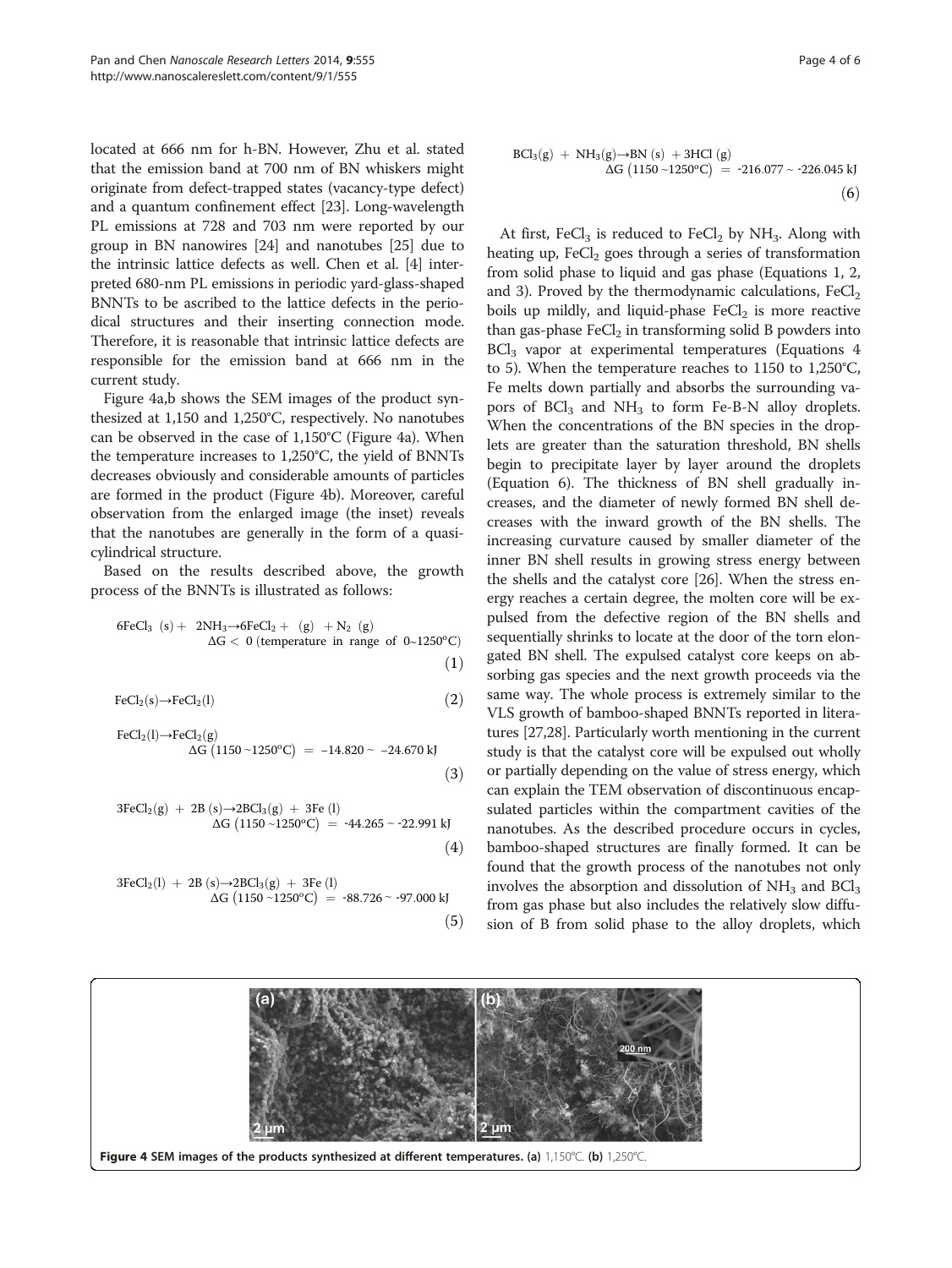located at 666 nm for h-BN. However, Zhu et al. stated that the emission band at 700 nm of BN whiskers might originate from defect-trapped states (vacancy-type defect) and a quantum confinement effect [23]. Long-wavelength PL emissions at 728 and 703 nm were reported by our group in BN nanowires [24] and nanotubes [25] due to the intrinsic lattice defects as well. Chen et al. [4] interpreted 680-nm PL emissions in periodic yard-glass-shaped BNNTs to be ascribed to the lattice defects in the periodical structures and their inserting connection mode. Therefore, it is reasonable that intrinsic lattice defects are responsible for the emission band at 666 nm in the current study.

Figure 4a,b shows the SEM images of the product synthesized at 1,150 and 1,250°C, respectively. No nanotubes can be observed in the case of 1,150°C (Figure 4a). When the temperature increases to 1,250°C, the yield of BNNTs decreases obviously and considerable amounts of particles are formed in the product (Figure 4b). Moreover, careful observation from the enlarged image (the inset) reveals that the nanotubes are generally in the form of a quasi-cylindrical structure.

Based on the results described above, the growth process of the BNNTs is illustrated as follows:

$$6FeCl_3\ (s) + 2NH_3 \rightarrow 6FeCl_2 + (g) + N_2\ (g) \quad \Delta G < 0 \text{ (temperature in range of } 0\text{~}1250^{o}C) \tag{1}$$

$$FeCl_2(s) \rightarrow FeCl_2(l) \tag{2}$$

$$FeCl_2(l) \rightarrow FeCl_2(g) \quad \Delta G\ (1150\text{~}1250^{o}C) = -14.820 \sim -24.670\ kJ \tag{3}$$

$$3FeCl_2(g) + 2B\ (s) \rightarrow 2BCl_3(g) + 3Fe\ (l) \quad \Delta G\ (1150\text{~}1250^{o}C) = -44.265 \sim -22.991\ kJ \tag{4}$$

$$3FeCl_2(l) + 2B\ (s) \rightarrow 2BCl_3(g) + 3Fe\ (l) \quad \Delta G\ (1150\text{~}1250^{o}C) = -88.726 \sim -97.000\ kJ \tag{5}$$

$$BCl_3(g) + NH_3(g) \rightarrow BN\ (s) + 3HCl\ (g) \quad \Delta G\ (1150\text{~}1250^{o}C) = -216.077 \sim -226.045\ kJ \tag{6}$$

At first, $FeCl_3$ is reduced to $FeCl_2$ by $NH_3$. Along with heating up, $FeCl_2$ goes through a series of transformation from solid phase to liquid and gas phase (Equations 1, 2, and 3). Proved by the thermodynamic calculations, $FeCl_2$ boils up mildly, and liquid-phase $FeCl_2$ is more reactive than gas-phase $FeCl_2$ in transforming solid B powders into $BCl_3$ vapor at experimental temperatures (Equations 4 to 5). When the temperature reaches to 1150 to 1,250°C, Fe melts down partially and absorbs the surrounding vapors of $BCl_3$ and $NH_3$ to form Fe-B-N alloy droplets. When the concentrations of the BN species in the droplets are greater than the saturation threshold, BN shells begin to precipitate layer by layer around the droplets (Equation 6). The thickness of BN shell gradually increases, and the diameter of newly formed BN shell decreases with the inward growth of the BN shells. The increasing curvature caused by smaller diameter of the inner BN shell results in growing stress energy between the shells and the catalyst core [26]. When the stress energy reaches a certain degree, the molten core will be expulsed from the defective region of the BN shells and sequentially shrinks to locate at the door of the torn elongated BN shell. The expulsed catalyst core keeps on absorbing gas species and the next growth proceeds via the same way. The whole process is extremely similar to the VLS growth of bamboo-shaped BNNTs reported in literatures [27,28]. Particularly worth mentioning in the current study is that the catalyst core will be expulsed out wholly or partially depending on the value of stress energy, which can explain the TEM observation of discontinuous encapsulated particles within the compartment cavities of the nanotubes. As the described procedure occurs in cycles, bamboo-shaped structures are finally formed. It can be found that the growth process of the nanotubes not only involves the absorption and dissolution of $NH_3$ and $BCl_3$ from gas phase but also includes the relatively slow diffusion of B from solid phase to the alloy droplets, which

**Figure 4 SEM images of the products synthesized at different temperatures.** **(a)** 1,150°C. **(b)** 1,250°C.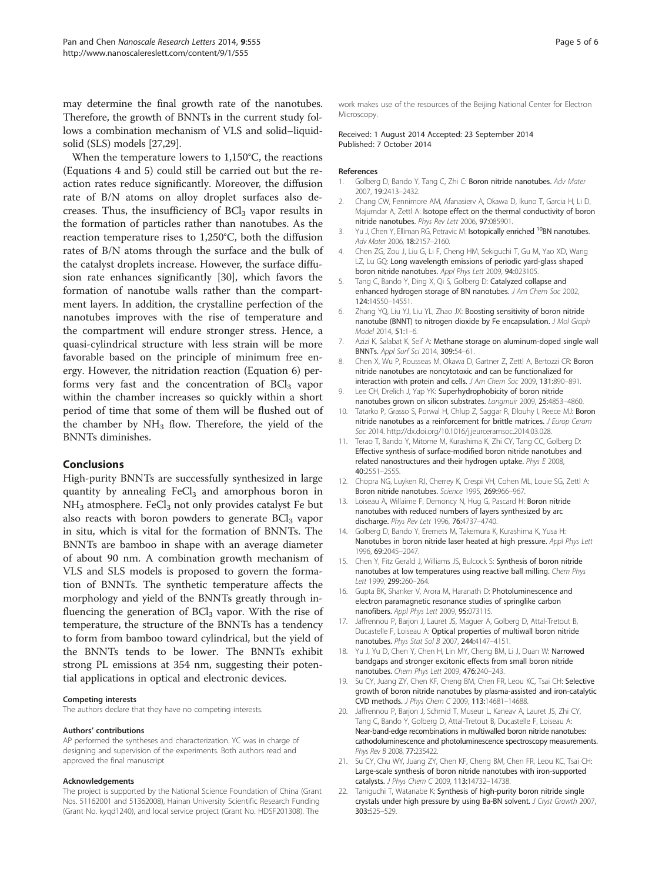may determine the final growth rate of the nanotubes. Therefore, the growth of BNNTs in the current study follows a combination mechanism of VLS and solid–liquid-solid (SLS) models [27,29].

When the temperature lowers to 1,150°C, the reactions (Equations 4 and 5) could still be carried out but the reaction rates reduce significantly. Moreover, the diffusion rate of B/N atoms on alloy droplet surfaces also decreases. Thus, the insufficiency of $BCl_3$ vapor results in the formation of particles rather than nanotubes. As the reaction temperature rises to 1,250°C, both the diffusion rates of B/N atoms through the surface and the bulk of the catalyst droplets increase. However, the surface diffusion rate enhances significantly [30], which favors the formation of nanotube walls rather than the compartment layers. In addition, the crystalline perfection of the nanotubes improves with the rise of temperature and the compartment will endure stronger stress. Hence, a quasi-cylindrical structure with less strain will be more favorable based on the principle of minimum free energy. However, the nitridation reaction (Equation 6) performs very fast and the concentration of $BCl_3$ vapor within the chamber increases so quickly within a short period of time that some of them will be flushed out of the chamber by $NH_3$ flow. Therefore, the yield of the BNNTs diminishes.

## Conclusions

High-purity BNNTs are successfully synthesized in large quantity by annealing $FeCl_3$ and amorphous boron in $NH_3$ atmosphere. $FeCl_3$ not only provides catalyst Fe but also reacts with boron powders to generate $BCl_3$ vapor in situ, which is vital for the formation of BNNTs. The BNNTs are bamboo in shape with an average diameter of about 90 nm. A combination growth mechanism of VLS and SLS models is proposed to govern the formation of BNNTs. The synthetic temperature affects the morphology and yield of the BNNTs greatly through influencing the generation of $BCl_3$ vapor. With the rise of temperature, the structure of the BNNTs has a tendency to form from bamboo toward cylindrical, but the yield of the BNNTs tends to be lower. The BNNTs exhibit strong PL emissions at 354 nm, suggesting their potential applications in optical and electronic devices.

#### Competing interests

The authors declare that they have no competing interests.

#### Authors' contributions

AP performed the syntheses and characterization. YC was in charge of designing and supervision of the experiments. Both authors read and approved the final manuscript.

#### Acknowledgements

The project is supported by the National Science Foundation of China (Grant Nos. 51162001 and 51362008), Hainan University Scientific Research Funding (Grant No. kyqd1240), and local service project (Grant No. HDSF201308). The work makes use of the resources of the Beijing National Center for Electron Microscopy.

Received: 1 August 2014 Accepted: 23 September 2014
Published: 7 October 2014

#### References

1. Golberg D, Bando Y, Tang C, Zhi C: **Boron nitride nanotubes.** *Adv Mater* 2007, **19:**2413–2432.
2. Chang CW, Fennimore AM, Afanasierv A, Okawa D, Ikuno T, Garcia H, Li D, Majumdar A, Zettl A: **Isotope effect on the thermal conductivity of boron nitride nanotubes.** *Phys Rev Lett* 2006, **97:**085901.
3. Yu J, Chen Y, Elliman RG, Petravic M: **Isotopically enriched $^{10}$BN nanotubes.** *Adv Mater* 2006, **18:**2157–2160.
4. Chen ZG, Zou J, Liu G, Li F, Cheng HM, Sekiguchi T, Gu M, Yao XD, Wang LZ, Lu GQ: **Long wavelength emissions of periodic yard-glass shaped boron nitride nanotubes.** *Appl Phys Lett* 2009, **94:**023105.
5. Tang C, Bando Y, Ding X, Qi S, Golberg D: **Catalyzed collapse and enhanced hydrogen storage of BN nanotubes.** *J Am Chem Soc* 2002, **124:**14550–14551.
6. Zhang YQ, Liu YJ, Liu YL, Zhao JX: **Boosting sensitivity of boron nitride nanotube (BNNT) to nitrogen dioxide by Fe encapsulation.** *J Mol Graph Model* 2014, **51:**1–6.
7. Azizi K, Salabat K, Seif A: **Methane storage on aluminum-doped single wall BNNTs.** *Appl Surf Sci* 2014, **309:**54–61.
8. Chen X, Wu P, Rousseas M, Okawa D, Gartner Z, Zettl A, Bertozzi CR: **Boron nitride nanotubes are noncytotoxic and can be functionalized for interaction with protein and cells.** *J Am Chem Soc* 2009, **131:**890–891.
9. Lee CH, Drelich J, Yap YK: **Superhydrophobicity of boron nitride nanotubes grown on silicon substrates.** *Langmuir* 2009, **25:**4853–4860.
10. Tatarko P, Grasso S, Porwal H, Chlup Z, Saggar R, Dlouhy I, Reece MJ: **Boron nitride nanotubes as a reinforcement for brittle matrices.** *J Europ Ceram Soc* 2014. http://dx.doi.org/10.1016/j.jeurceramsoc.2014.03.028.
11. Terao T, Bando Y, Mitome M, Kurashima K, Zhi CY, Tang CC, Golberg D: **Effective synthesis of surface-modified boron nitride nanotubes and related nanostructures and their hydrogen uptake.** *Phys E* 2008, **40:**2551–2555.
12. Chopra NG, Luyken RJ, Cherrey K, Crespi VH, Cohen ML, Louie SG, Zettl A: **Boron nitride nanotubes.** *Science* 1995, **269:**966–967.
13. Loiseau A, Willaime F, Demoncy N, Hug G, Pascard H: **Boron nitride nanotubes with reduced numbers of layers synthesized by arc discharge.** *Phys Rev Lett* 1996, **76:**4737–4740.
14. Golberg D, Bando Y, Eremets M, Takemura K, Kurashima K, Yusa H: **Nanotubes in boron nitride laser heated at high pressure.** *Appl Phys Lett* 1996, **69:**2045–2047.
15. Chen Y, Fitz Gerald J, Williams JS, Bulcock S: **Synthesis of boron nitride nanotubes at low temperatures using reactive ball milling.** *Chem Phys Lett* 1999, **299:**260–264.
16. Gupta BK, Shanker V, Arora M, Haranath D: **Photoluminescence and electron paramagnetic resonance studies of springlike carbon nanofibers.** *Appl Phys Lett* 2009, **95:**073115.
17. Jaffrennou P, Barjon J, Lauret JS, Maguer A, Golberg D, Attal-Tretout B, Ducastelle F, Loiseau A: **Optical properties of multiwall boron nitride nanotubes.** *Phys Stat Sol B* 2007, **244:**4147–4151.
18. Yu J, Yu D, Chen Y, Chen H, Lin MY, Cheng BM, Li J, Duan W: **Narrowed bandgaps and stronger excitonic effects from small boron nitride nanotubes.** *Chem Phys Lett* 2009, **476:**240–243.
19. Su CY, Juang ZY, Chen KF, Cheng BM, Chen FR, Leou KC, Tsai CH: **Selective growth of boron nitride nanotubes by plasma-assisted and iron-catalytic CVD methods.** *J Phys Chem C* 2009, **113:**14681–14688.
20. Jaffrennou P, Barjon J, Schmid T, Museur L, Kaneav A, Lauret JS, Zhi CY, Tang C, Bando Y, Golberg D, Attal-Tretout B, Ducastelle F, Loiseau A: **Near-band-edge recombinations in multiwalled boron nitride nanotubes: cathodoluminescence and photoluminescence spectroscopy measurements.** *Phys Rev B* 2008, **77:**235422.
21. Su CY, Chu WY, Juang ZY, Chen KF, Cheng BM, Chen FR, Leou KC, Tsai CH: **Large-scale synthesis of boron nitride nanotubes with iron-supported catalysts.** *J Phys Chem C* 2009, **113:**14732–14738.
22. Taniguchi T, Watanabe K: **Synthesis of high-purity boron nitride single crystals under high pressure by using Ba-BN solvent.** *J Cryst Growth* 2007, **303:**525–529.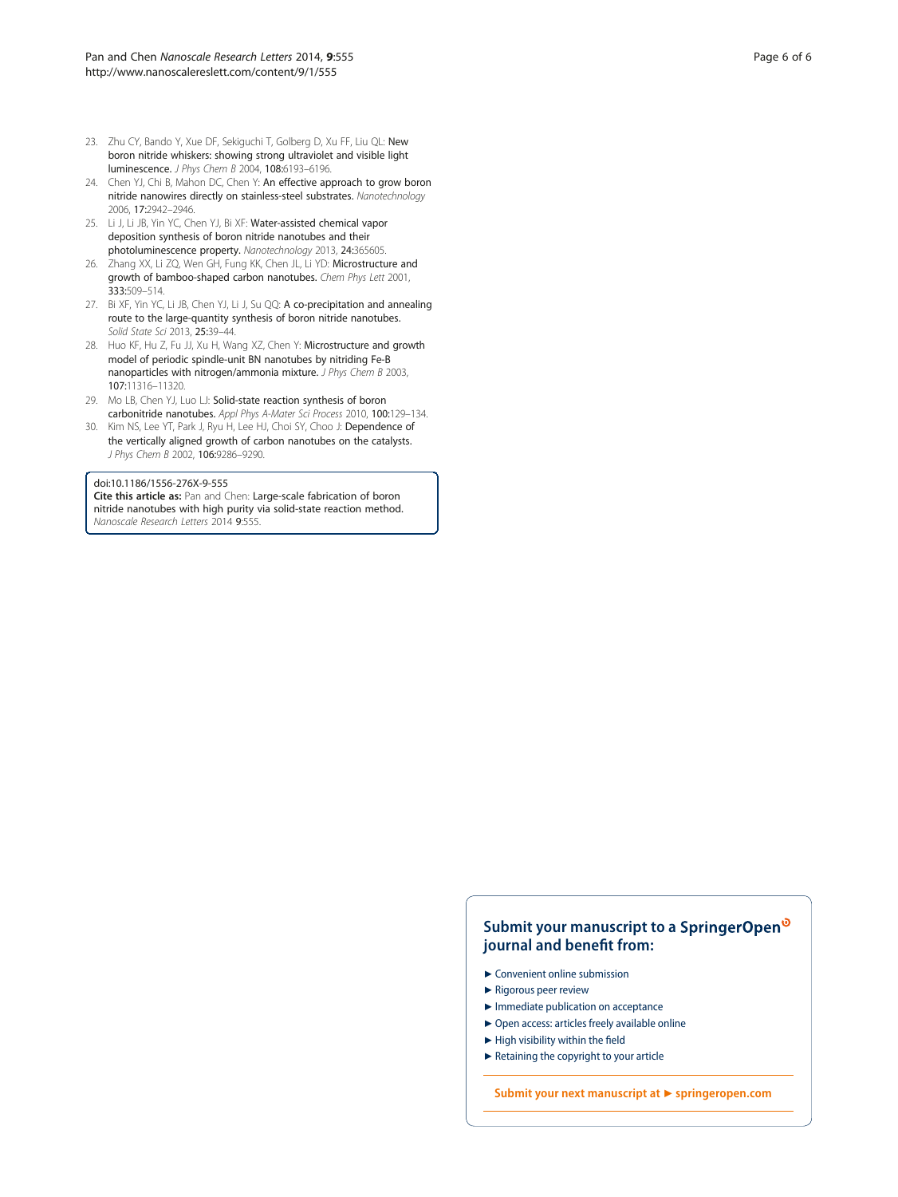23. Zhu CY, Bando Y, Xue DF, Sekiguchi T, Golberg D, Xu FF, Liu QL: **New boron nitride whiskers: showing strong ultraviolet and visible light luminescence.** *J Phys Chem B* 2004, **108:**6193–6196.
24. Chen YJ, Chi B, Mahon DC, Chen Y: **An effective approach to grow boron nitride nanowires directly on stainless-steel substrates.** *Nanotechnology* 2006, **17:**2942–2946.
25. Li J, Li JB, Yin YC, Chen YJ, Bi XF: **Water-assisted chemical vapor deposition synthesis of boron nitride nanotubes and their photoluminescence property.** *Nanotechnology* 2013, **24:**365605.
26. Zhang XX, Li ZQ, Wen GH, Fung KK, Chen JL, Li YD: **Microstructure and growth of bamboo-shaped carbon nanotubes.** *Chem Phys Lett* 2001, **333:**509–514.
27. Bi XF, Yin YC, Li JB, Chen YJ, Li J, Su QQ: **A co-precipitation and annealing route to the large-quantity synthesis of boron nitride nanotubes.** *Solid State Sci* 2013, **25:**39–44.
28. Huo KF, Hu Z, Fu JJ, Xu H, Wang XZ, Chen Y: **Microstructure and growth model of periodic spindle-unit BN nanotubes by nitriding Fe-B nanoparticles with nitrogen/ammonia mixture.** *J Phys Chem B* 2003, **107:**11316–11320.
29. Mo LB, Chen YJ, Luo LJ: **Solid-state reaction synthesis of boron carbonitride nanotubes.** *Appl Phys A-Mater Sci Process* 2010, **100:**129–134.
30. Kim NS, Lee YT, Park J, Ryu H, Lee HJ, Choi SY, Choo J: **Dependence of the vertically aligned growth of carbon nanotubes on the catalysts.** *J Phys Chem B* 2002, **106:**9286–9290.

doi:10.1186/1556-276X-9-555
**Cite this article as:** Pan and Chen: **Large-scale fabrication of boron nitride nanotubes with high purity via solid-state reaction method.** *Nanoscale Research Letters* 2014 **9**:555.

**Submit your manuscript to a SpringerOpen journal and benefit from:**

- ► Convenient online submission
- ► Rigorous peer review
- ► Immediate publication on acceptance
- ► Open access: articles freely available online
- ► High visibility within the field
- ► Retaining the copyright to your article

**Submit your next manuscript at ► springeropen.com**